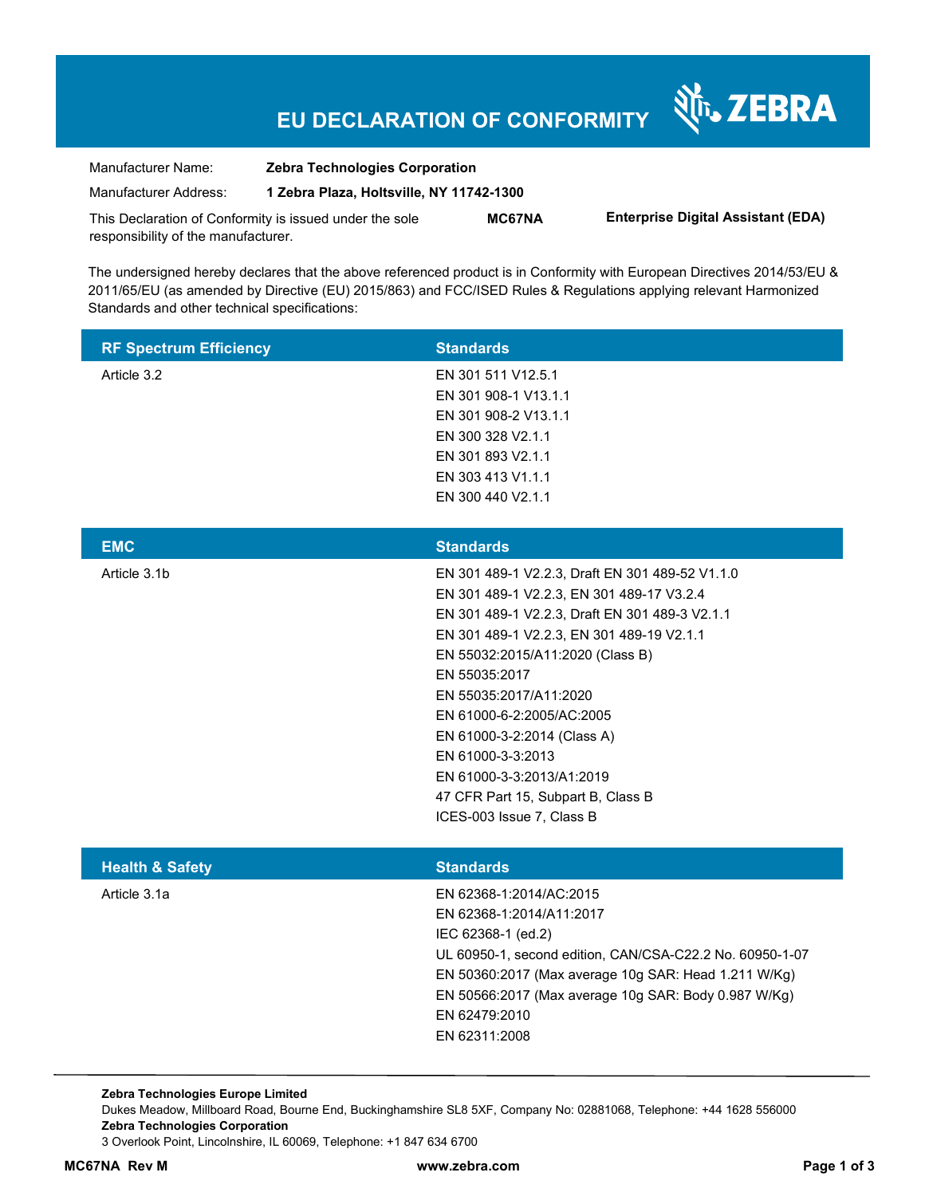# EU DECLARATION OF CONFORMITY

ZEBRA

| | | | |
|---|---|---|---|
| Manufacturer Name: | **Zebra Technologies Corporation** | | |
| Manufacturer Address: | **1 Zebra Plaza, Holtsville, NY 11742-1300** | | |
| This Declaration of Conformity is issued under the sole responsibility of the manufacturer. | | **MC67NA** | **Enterprise Digital Assistant (EDA)** |

The undersigned hereby declares that the above referenced product is in Conformity with European Directives 2014/53/EU & 2011/65/EU (as amended by Directive (EU) 2015/863) and FCC/ISED Rules & Regulations applying relevant Harmonized Standards and other technical specifications:

| RF Spectrum Efficiency | Standards |
|---|---|
| Article 3.2 | EN 301 511 V12.5.1<br>EN 301 908-1 V13.1.1<br>EN 301 908-2 V13.1.1<br>EN 300 328 V2.1.1<br>EN 301 893 V2.1.1<br>EN 303 413 V1.1.1<br>EN 300 440 V2.1.1 |

| EMC | Standards |
|---|---|
| Article 3.1b | EN 301 489-1 V2.2.3, Draft EN 301 489-52 V1.1.0<br>EN 301 489-1 V2.2.3, EN 301 489-17 V3.2.4<br>EN 301 489-1 V2.2.3, Draft EN 301 489-3 V2.1.1<br>EN 301 489-1 V2.2.3, EN 301 489-19 V2.1.1<br>EN 55032:2015/A11:2020 (Class B)<br>EN 55035:2017<br>EN 55035:2017/A11:2020<br>EN 61000-6-2:2005/AC:2005<br>EN 61000-3-2:2014 (Class A)<br>EN 61000-3-3:2013<br>EN 61000-3-3:2013/A1:2019<br>47 CFR Part 15, Subpart B, Class B<br>ICES-003 Issue 7, Class B |

| Health & Safety | Standards |
|---|---|
| Article 3.1a | EN 62368-1:2014/AC:2015<br>EN 62368-1:2014/A11:2017<br>IEC 62368-1 (ed.2)<br>UL 60950-1, second edition, CAN/CSA-C22.2 No. 60950-1-07<br>EN 50360:2017 (Max average 10g SAR: Head 1.211 W/Kg)<br>EN 50566:2017 (Max average 10g SAR: Body 0.987 W/Kg)<br>EN 62479:2010<br>EN 62311:2008 |

**Zebra Technologies Europe Limited**
Dukes Meadow, Millboard Road, Bourne End, Buckinghamshire SL8 5XF, Company No: 02881068, Telephone: +44 1628 556000
**Zebra Technologies Corporation**
3 Overlook Point, Lincolnshire, IL 60069, Telephone: +1 847 634 6700

**MC67NA Rev M** **www.zebra.com**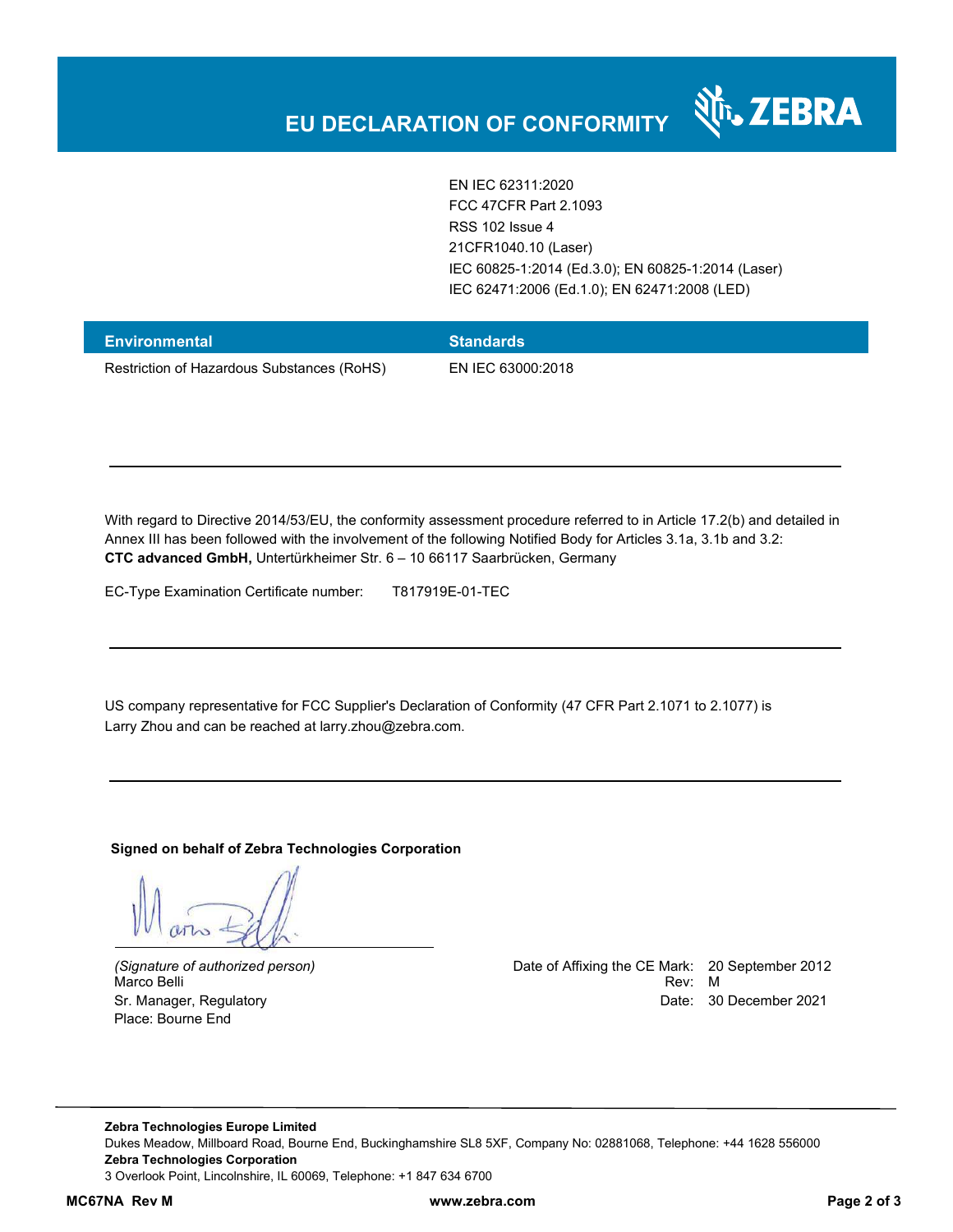# EU DECLARATION OF CONFORMITY

| | |
|---|---|
| | EN IEC 62311:2020 |
| | FCC 47CFR Part 2.1093 |
| | RSS 102 Issue 4 |
| | 21CFR1040.10 (Laser) |
| | IEC 60825-1:2014 (Ed.3.0); EN 60825-1:2014 (Laser) |
| | IEC 62471:2006 (Ed.1.0); EN 62471:2008 (LED) |

| Environmental | Standards |
|---|---|
| Restriction of Hazardous Substances (RoHS) | EN IEC 63000:2018 |

---

With regard to Directive 2014/53/EU, the conformity assessment procedure referred to in Article 17.2(b) and detailed in Annex III has been followed with the involvement of the following Notified Body for Articles 3.1a, 3.1b and 3.2:
**CTC advanced GmbH,** Untertürkheimer Str. 6 – 10 66117 Saarbrücken, Germany

EC-Type Examination Certificate number: T817919E-01-TEC

---

US company representative for FCC Supplier's Declaration of Conformity (47 CFR Part 2.1071 to 2.1077) is Larry Zhou and can be reached at larry.zhou@zebra.com.

---

**Signed on behalf of Zebra Technologies Corporation**

*(Signature of authorized person)*
Marco Belli
Sr. Manager, Regulatory
Place: Bourne End

Date of Affixing the CE Mark: 20 September 2012
Rev: M
Date: 30 December 2021

**Zebra Technologies Europe Limited**
Dukes Meadow, Millboard Road, Bourne End, Buckinghamshire SL8 5XF, Company No: 02881068, Telephone: +44 1628 556000
**Zebra Technologies Corporation**
3 Overlook Point, Lincolnshire, IL 60069, Telephone: +1 847 634 6700

**MC67NA Rev M** **www.zebra.com**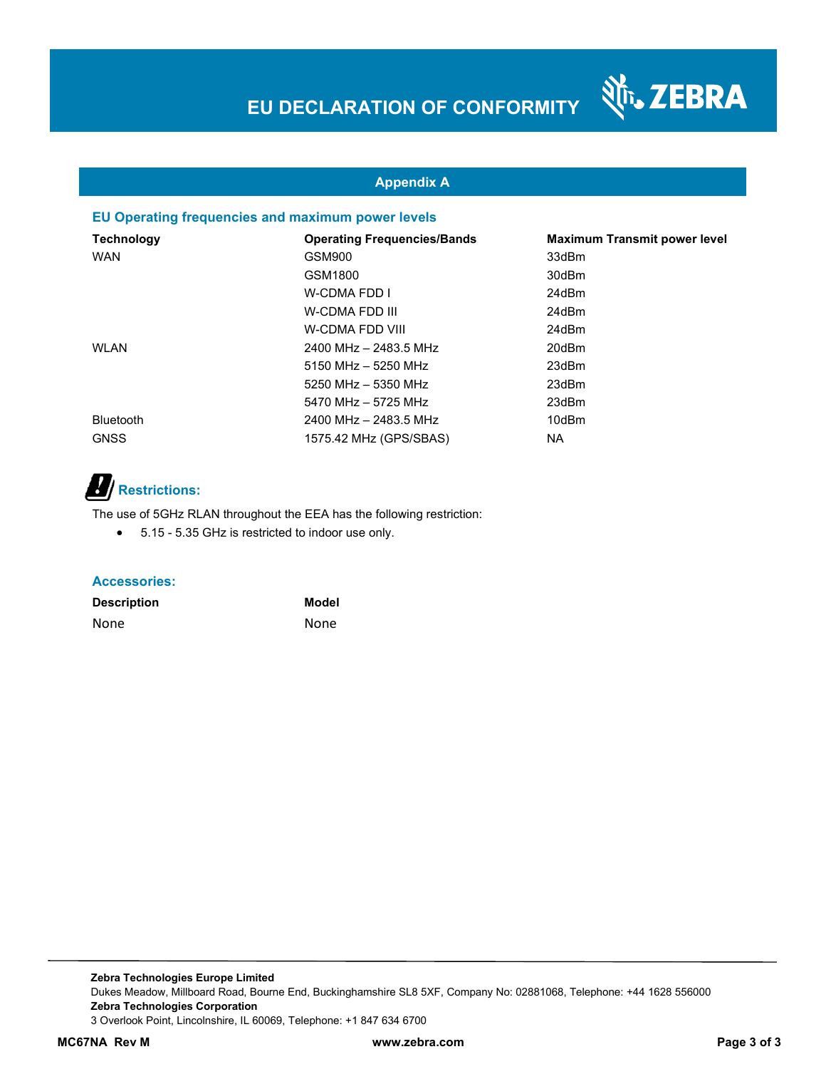# EU DECLARATION OF CONFORMITY

## Appendix A

### EU Operating frequencies and maximum power levels

| Technology | Operating Frequencies/Bands | Maximum Transmit power level |
|---|---|---|
| WAN | GSM900 | 33dBm |
| | GSM1800 | 30dBm |
| | W-CDMA FDD I | 24dBm |
| | W-CDMA FDD III | 24dBm |
| | W-CDMA FDD VIII | 24dBm |
| WLAN | 2400 MHz – 2483.5 MHz | 20dBm |
| | 5150 MHz – 5250 MHz | 23dBm |
| | 5250 MHz – 5350 MHz | 23dBm |
| | 5470 MHz – 5725 MHz | 23dBm |
| Bluetooth | 2400 MHz – 2483.5 MHz | 10dBm |
| GNSS | 1575.42 MHz (GPS/SBAS) | NA |

### Restrictions:

The use of 5GHz RLAN throughout the EEA has the following restriction:

- 5.15 - 5.35 GHz is restricted to indoor use only.

### Accessories:

| Description | Model |
|---|---|
| None | None |

**Zebra Technologies Europe Limited**
Dukes Meadow, Millboard Road, Bourne End, Buckinghamshire SL8 5XF, Company No: 02881068, Telephone: +44 1628 556000
**Zebra Technologies Corporation**
3 Overlook Point, Lincolnshire, IL 60069, Telephone: +1 847 634 6700

**MC67NA Rev M** **www.zebra.com**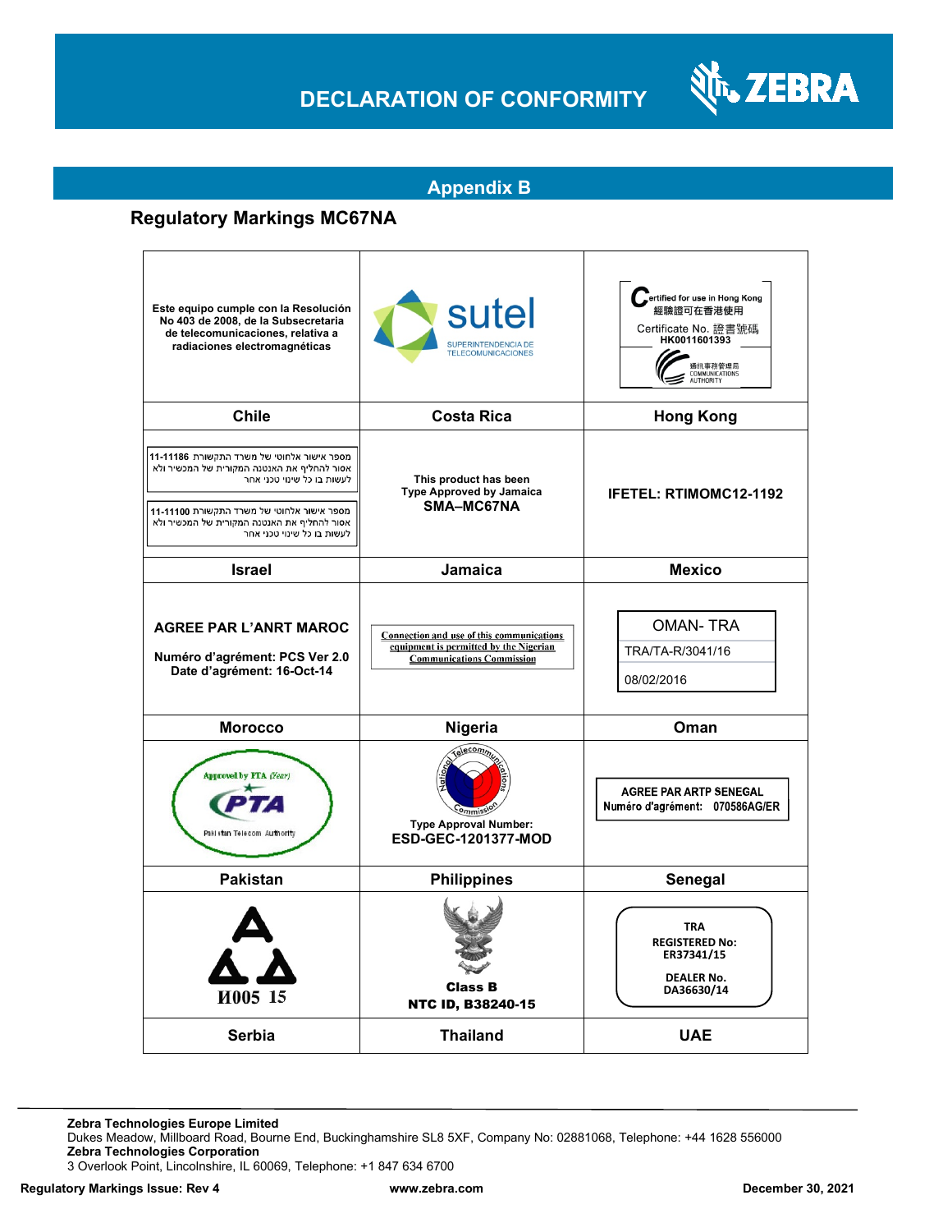## Appendix B

### Regulatory Markings MC67NA

| Este equipo cumple con la Resolución No 403 de 2008, de la Subsecretaria de telecomunicaciones, relativa a radiaciones electromagnéticas | sutel SUPERINTENDENCIA DE TELECOMUNICACIONES | Certified for use in Hong Kong 經驗證可在香港使用 Certificate No. 證書號碼 HK0011601393 通訊事務管理局 COMMUNICATIONS AUTHORITY |
|---|---|---|
| **Chile** | **Costa Rica** | **Hong Kong** |
| מספר אישור אלחוטי של משרד התקשורת 11-11186 אסור להחליף את האנטנה המקורית של המכשיר ולא לעשות בו כל שינוי טכני אחר<br>מספר אישור אלחוטי של משרד התקשורת 11-11100 אסור להחליף את האנטנה המקורית של המכשיר ולא לעשות בו כל שינוי טכני אחר | This product has been Type Approved by Jamaica **SMA–MC67NA** | **IFETEL: RTIMOMC12-1192** |
| **Israel** | **Jamaica** | **Mexico** |
| **AGREE PAR L'ANRT MAROC**<br>**Numéro d'agrément: PCS Ver 2.0**<br>**Date d'agrément: 16-Oct-14** | Connection and use of this communications equipment is permitted by the Nigerian Communications Commission | OMAN- TRA<br>TRA/TA-R/3041/16<br>08/02/2016 |
| **Morocco** | **Nigeria** | **Oman** |
| Approved by PTA (Year) PTA Pakistan Telecom Authority | National Telecommunications Commission<br>Type Approval Number: **ESD-GEC-1201377-MOD** | **AGREE PAR ARTP SENEGAL**<br>**Numéro d'agrément: 070586AG/ER** |
| **Pakistan** | **Philippines** | **Senegal** |
| И005 15 | **Class B**<br>**NTC ID, B38240-15** | **TRA**<br>**REGISTERED No: ER37341/15**<br>**DEALER No. DA36630/14** |
| **Serbia** | **Thailand** | **UAE** |

**Zebra Technologies Europe Limited**
Dukes Meadow, Millboard Road, Bourne End, Buckinghamshire SL8 5XF, Company No: 02881068, Telephone: +44 1628 556000
**Zebra Technologies Corporation**
3 Overlook Point, Lincolnshire, IL 60069, Telephone: +1 847 634 6700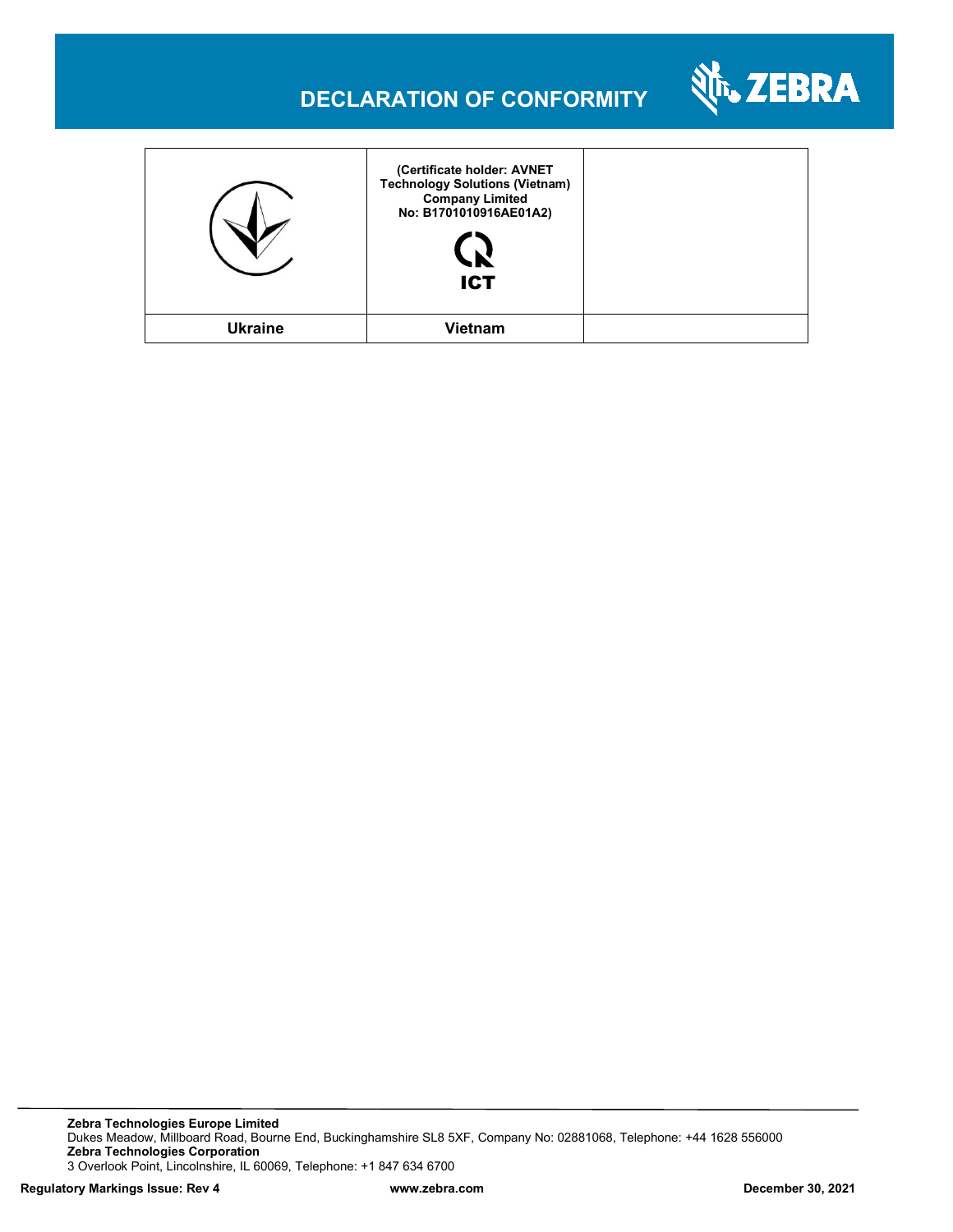# DECLARATION OF CONFORMITY

| | | |
|---|---|---|
| | **(Certificate holder: AVNET Technology Solutions (Vietnam) Company Limited No: B1701010916AE01A2)** ICT | |
| **Ukraine** | **Vietnam** | |

**Zebra Technologies Europe Limited**
Dukes Meadow, Millboard Road, Bourne End, Buckinghamshire SL8 5XF, Company No: 02881068, Telephone: +44 1628 556000
**Zebra Technologies Corporation**
3 Overlook Point, Lincolnshire, IL 60069, Telephone: +1 847 634 6700

**Regulatory Markings Issue: Rev 4** **www.zebra.com** **December 30, 2021**